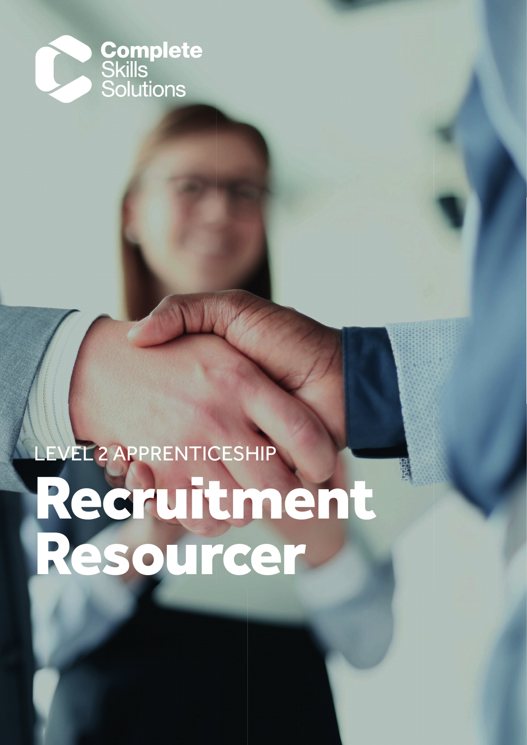Complete
Skills
Solutions

LEVEL 2 APPRENTICESHIP

# Recruitment Resourcer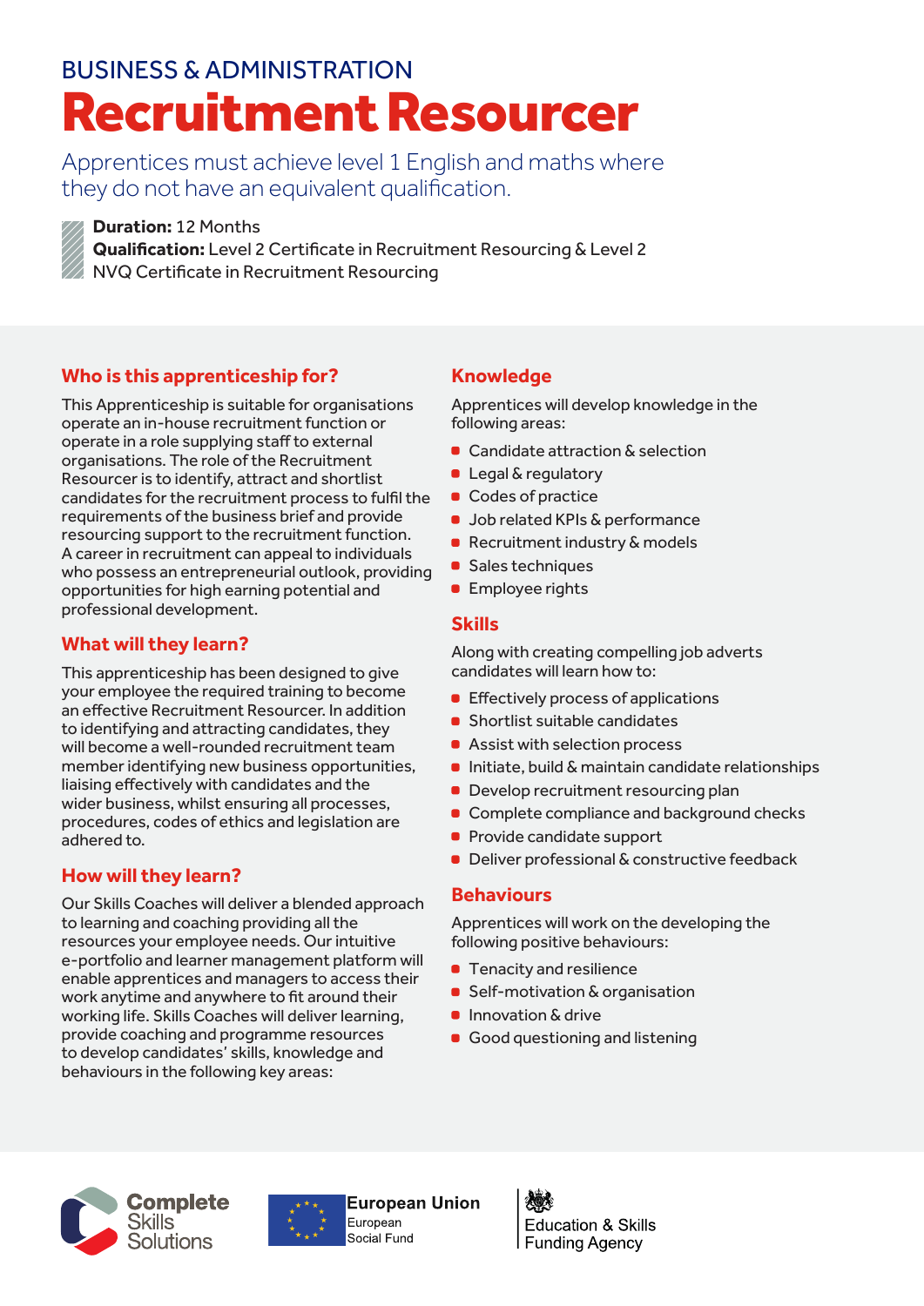BUSINESS & ADMINISTRATION

# Recruitment Resourcer

Apprentices must achieve level 1 English and maths where they do not have an equivalent qualification.

**Duration:** 12 Months
**Qualification:** Level 2 Certificate in Recruitment Resourcing & Level 2 NVQ Certificate in Recruitment Resourcing

## Who is this apprenticeship for?

This Apprenticeship is suitable for organisations operate an in-house recruitment function or operate in a role supplying staff to external organisations. The role of the Recruitment Resourcer is to identify, attract and shortlist candidates for the recruitment process to fulfil the requirements of the business brief and provide resourcing support to the recruitment function. A career in recruitment can appeal to individuals who possess an entrepreneurial outlook, providing opportunities for high earning potential and professional development.

## What will they learn?

This apprenticeship has been designed to give your employee the required training to become an effective Recruitment Resourcer. In addition to identifying and attracting candidates, they will become a well-rounded recruitment team member identifying new business opportunities, liaising effectively with candidates and the wider business, whilst ensuring all processes, procedures, codes of ethics and legislation are adhered to.

## How will they learn?

Our Skills Coaches will deliver a blended approach to learning and coaching providing all the resources your employee needs. Our intuitive e-portfolio and learner management platform will enable apprentices and managers to access their work anytime and anywhere to fit around their working life. Skills Coaches will deliver learning, provide coaching and programme resources to develop candidates' skills, knowledge and behaviours in the following key areas:

## Knowledge

Apprentices will develop knowledge in the following areas:

- Candidate attraction & selection
- Legal & regulatory
- Codes of practice
- Job related KPIs & performance
- Recruitment industry & models
- Sales techniques
- Employee rights

## Skills

Along with creating compelling job adverts candidates will learn how to:

- Effectively process of applications
- Shortlist suitable candidates
- Assist with selection process
- Initiate, build & maintain candidate relationships
- Develop recruitment resourcing plan
- Complete compliance and background checks
- Provide candidate support
- Deliver professional & constructive feedback

## Behaviours

Apprentices will work on the developing the following positive behaviours:

- Tenacity and resilience
- Self-motivation & organisation
- Innovation & drive
- Good questioning and listening

Complete Skills Solutions

European Union
European Social Fund

Education & Skills Funding Agency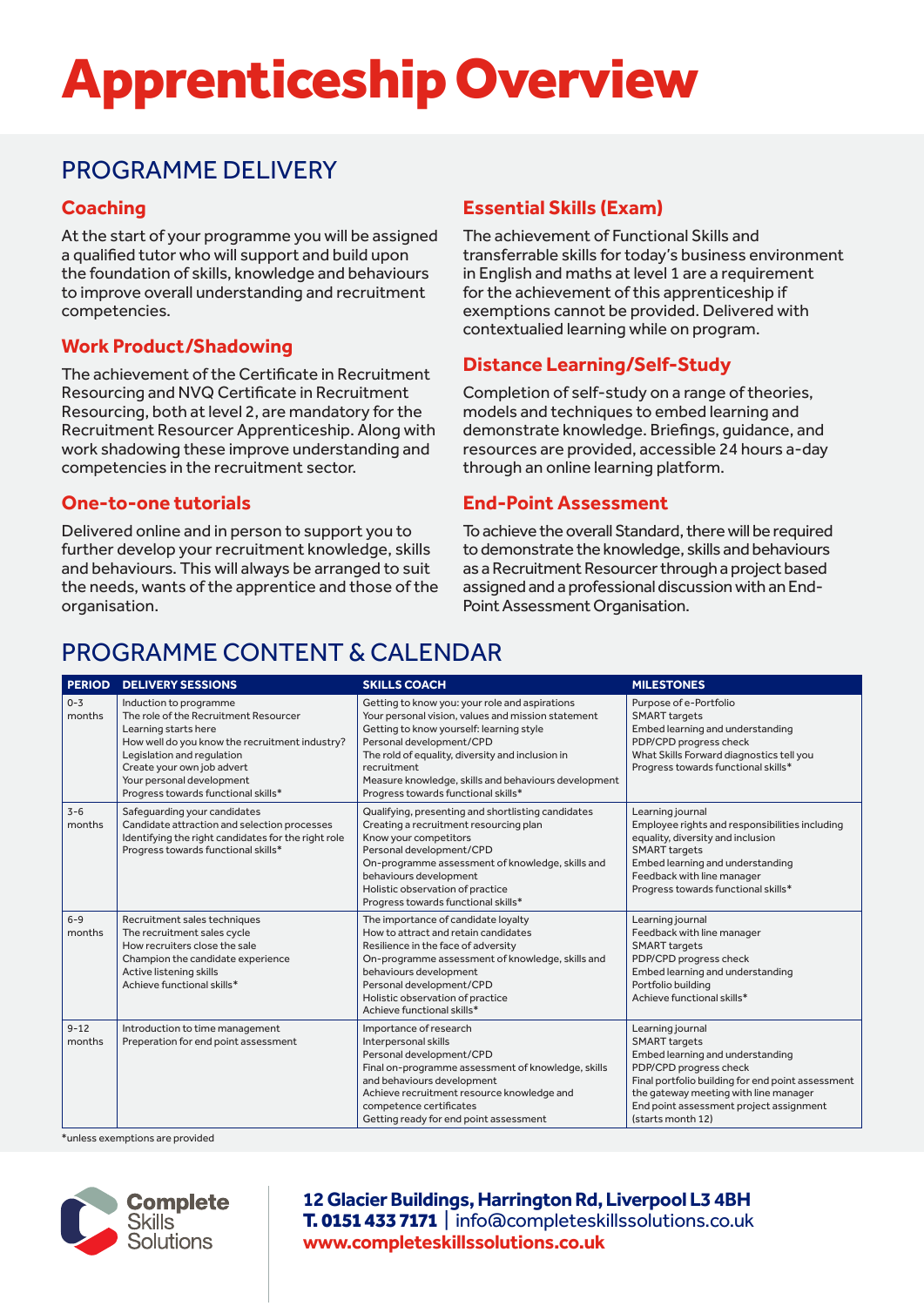# Apprenticeship Overview

## PROGRAMME DELIVERY

### Coaching

At the start of your programme you will be assigned a qualified tutor who will support and build upon the foundation of skills, knowledge and behaviours to improve overall understanding and recruitment competencies.

### Work Product/Shadowing

The achievement of the Certificate in Recruitment Resourcing and NVQ Certificate in Recruitment Resourcing, both at level 2, are mandatory for the Recruitment Resourcer Apprenticeship. Along with work shadowing these improve understanding and competencies in the recruitment sector.

### One-to-one tutorials

Delivered online and in person to support you to further develop your recruitment knowledge, skills and behaviours. This will always be arranged to suit the needs, wants of the apprentice and those of the organisation.

### Essential Skills (Exam)

The achievement of Functional Skills and transferrable skills for today's business environment in English and maths at level 1 are a requirement for the achievement of this apprenticeship if exemptions cannot be provided. Delivered with contextualied learning while on program.

### Distance Learning/Self-Study

Completion of self-study on a range of theories, models and techniques to embed learning and demonstrate knowledge. Briefings, guidance, and resources are provided, accessible 24 hours a-day through an online learning platform.

### End-Point Assessment

To achieve the overall Standard, there will be required to demonstrate the knowledge, skills and behaviours as a Recruitment Resourcer through a project based assigned and a professional discussion with an End-Point Assessment Organisation.

## PROGRAMME CONTENT & CALENDAR

| PERIOD | DELIVERY SESSIONS | SKILLS COACH | MILESTONES |
|---|---|---|---|
| 0–3 months | Induction to programme<br>The role of the Recruitment Resourcer<br>Learning starts here<br>How well do you know the recruitment industry?<br>Legislation and regulation<br>Create your own job advert<br>Your personal development<br>Progress towards functional skills* | Getting to know you: your role and aspirations<br>Your personal vision, values and mission statement<br>Getting to know yourself: learning style<br>Personal development/CPD<br>The rold of equality, diversity and inclusion in recruitment<br>Measure knowledge, skills and behaviours development<br>Progress towards functional skills* | Purpose of e-Portfolio<br>SMART targets<br>Embed learning and understanding<br>PDP/CPD progress check<br>What Skills Forward diagnostics tell you<br>Progress towards functional skills* |
| 3–6 months | Safeguarding your candidates<br>Candidate attraction and selection processes<br>Identifying the right candidates for the right role<br>Progress towards functional skills* | Qualifying, presenting and shortlisting candidates<br>Creating a recruitment resourcing plan<br>Know your competitors<br>Personal development/CPD<br>On-programme assessment of knowledge, skills and behaviours development<br>Holistic observation of practice<br>Progress towards functional skills* | Learning journal<br>Employee rights and responsibilities including equality, diversity and inclusion<br>SMART targets<br>Embed learning and understanding<br>Feedback with line manager<br>Progress towards functional skills* |
| 6–9 months | Recruitment sales techniques<br>The recruitment sales cycle<br>How recruiters close the sale<br>Champion the candidate experience<br>Active listening skills<br>Achieve functional skills* | The importance of candidate loyalty<br>How to attract and retain candidates<br>Resilience in the face of adversity<br>On-programme assessment of knowledge, skills and behaviours development<br>Personal development/CPD<br>Holistic observation of practice<br>Achieve functional skills* | Learning journal<br>Feedback with line manager<br>SMART targets<br>PDP/CPD progress check<br>Embed learning and understanding<br>Portfolio building<br>Achieve functional skills* |
| 9–12 months | Introduction to time management<br>Preperation for end point assessment | Importance of research<br>Interpersonal skills<br>Personal development/CPD<br>Final on-programme assessment of knowledge, skills and behaviours development<br>Achieve recruitment resource knowledge and competence certificates<br>Getting ready for end point assessment | Learning journal<br>SMART targets<br>Embed learning and understanding<br>PDP/CPD progress check<br>Final portfolio building for end point assessment<br>the gateway meeting with line manager<br>End point assessment project assignment (starts month 12) |

*unless exemptions are provided

Complete Skills Solutions

**12 Glacier Buildings, Harrington Rd, Liverpool L3 4BH**
**T. 0151 433 7171** | info@completeskillssolutions.co.uk
**www.completeskillssolutions.co.uk**